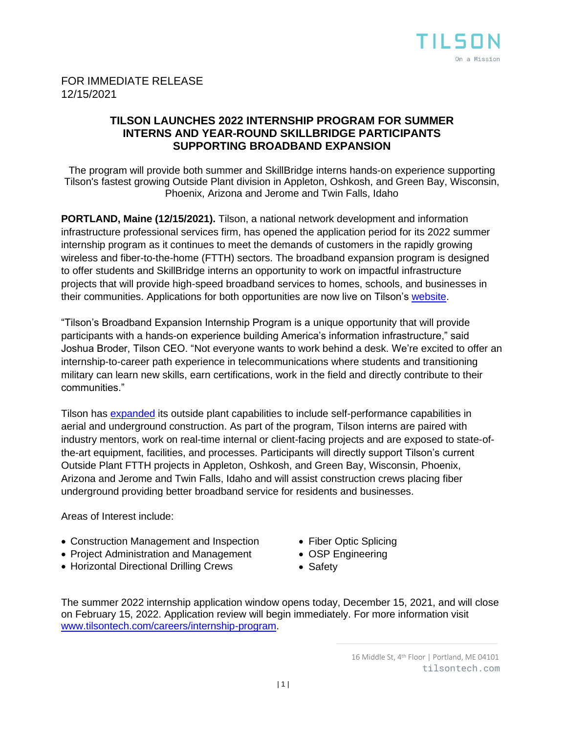TILSON

On a Mission

FOR IMMEDIATE RELEASE
12/15/2021

# TILSON LAUNCHES 2022 INTERNSHIP PROGRAM FOR SUMMER INTERNS AND YEAR-ROUND SKILLBRIDGE PARTICIPANTS SUPPORTING BROADBAND EXPANSION

The program will provide both summer and SkillBridge interns hands-on experience supporting Tilson's fastest growing Outside Plant division in Appleton, Oshkosh, and Green Bay, Wisconsin, Phoenix, Arizona and Jerome and Twin Falls, Idaho

**PORTLAND, Maine (12/15/2021).** Tilson, a national network development and information infrastructure professional services firm, has opened the application period for its 2022 summer internship program as it continues to meet the demands of customers in the rapidly growing wireless and fiber-to-the-home (FTTH) sectors. The broadband expansion program is designed to offer students and SkillBridge interns an opportunity to work on impactful infrastructure projects that will provide high-speed broadband services to homes, schools, and businesses in their communities. Applications for both opportunities are now live on Tilson's website.

"Tilson's Broadband Expansion Internship Program is a unique opportunity that will provide participants with a hands-on experience building America's information infrastructure," said Joshua Broder, Tilson CEO. "Not everyone wants to work behind a desk. We're excited to offer an internship-to-career path experience in telecommunications where students and transitioning military can learn new skills, earn certifications, work in the field and directly contribute to their communities."

Tilson has expanded its outside plant capabilities to include self-performance capabilities in aerial and underground construction. As part of the program, Tilson interns are paired with industry mentors, work on real-time internal or client-facing projects and are exposed to state-of-the-art equipment, facilities, and processes. Participants will directly support Tilson's current Outside Plant FTTH projects in Appleton, Oshkosh, and Green Bay, Wisconsin, Phoenix, Arizona and Jerome and Twin Falls, Idaho and will assist construction crews placing fiber underground providing better broadband service for residents and businesses.

Areas of Interest include:

- Construction Management and Inspection
- Project Administration and Management
- Horizontal Directional Drilling Crews
- Fiber Optic Splicing
- OSP Engineering
- Safety

The summer 2022 internship application window opens today, December 15, 2021, and will close on February 15, 2022. Application review will begin immediately. For more information visit www.tilsontech.com/careers/internship-program.

16 Middle St, 4th Floor | Portland, ME 04101
tilsontech.com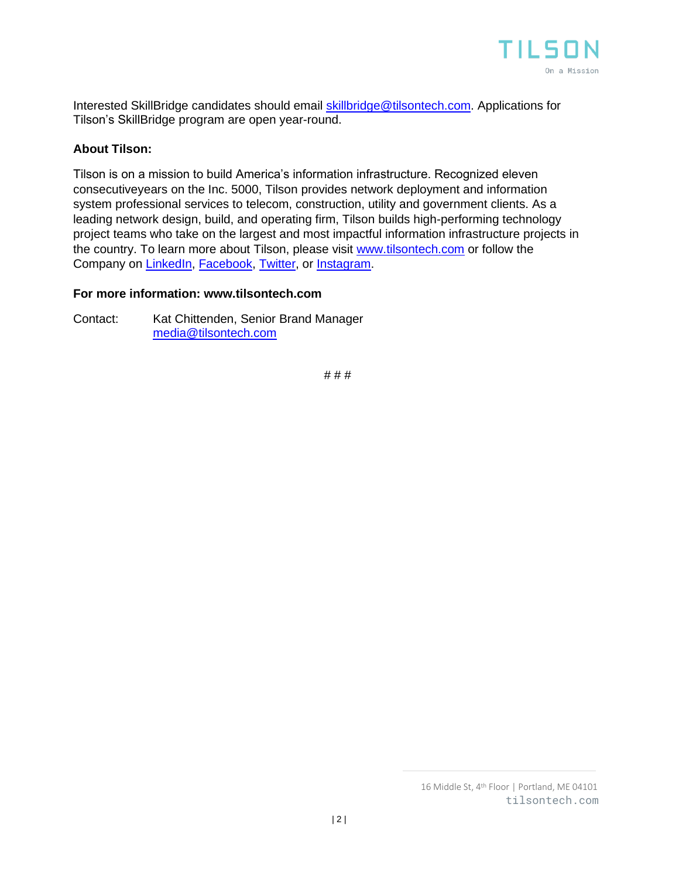Interested SkillBridge candidates should email skillbridge@tilsontech.com. Applications for Tilson's SkillBridge program are open year-round.

**About Tilson:**

Tilson is on a mission to build America's information infrastructure. Recognized eleven consecutiveyears on the Inc. 5000, Tilson provides network deployment and information system professional services to telecom, construction, utility and government clients. As a leading network design, build, and operating firm, Tilson builds high-performing technology project teams who take on the largest and most impactful information infrastructure projects in the country. To learn more about Tilson, please visit www.tilsontech.com or follow the Company on LinkedIn, Facebook, Twitter, or Instagram.

**For more information: www.tilsontech.com**

Contact: Kat Chittenden, Senior Brand Manager
media@tilsontech.com

# # #

16 Middle St, 4th Floor | Portland, ME 04101
tilsontech.com